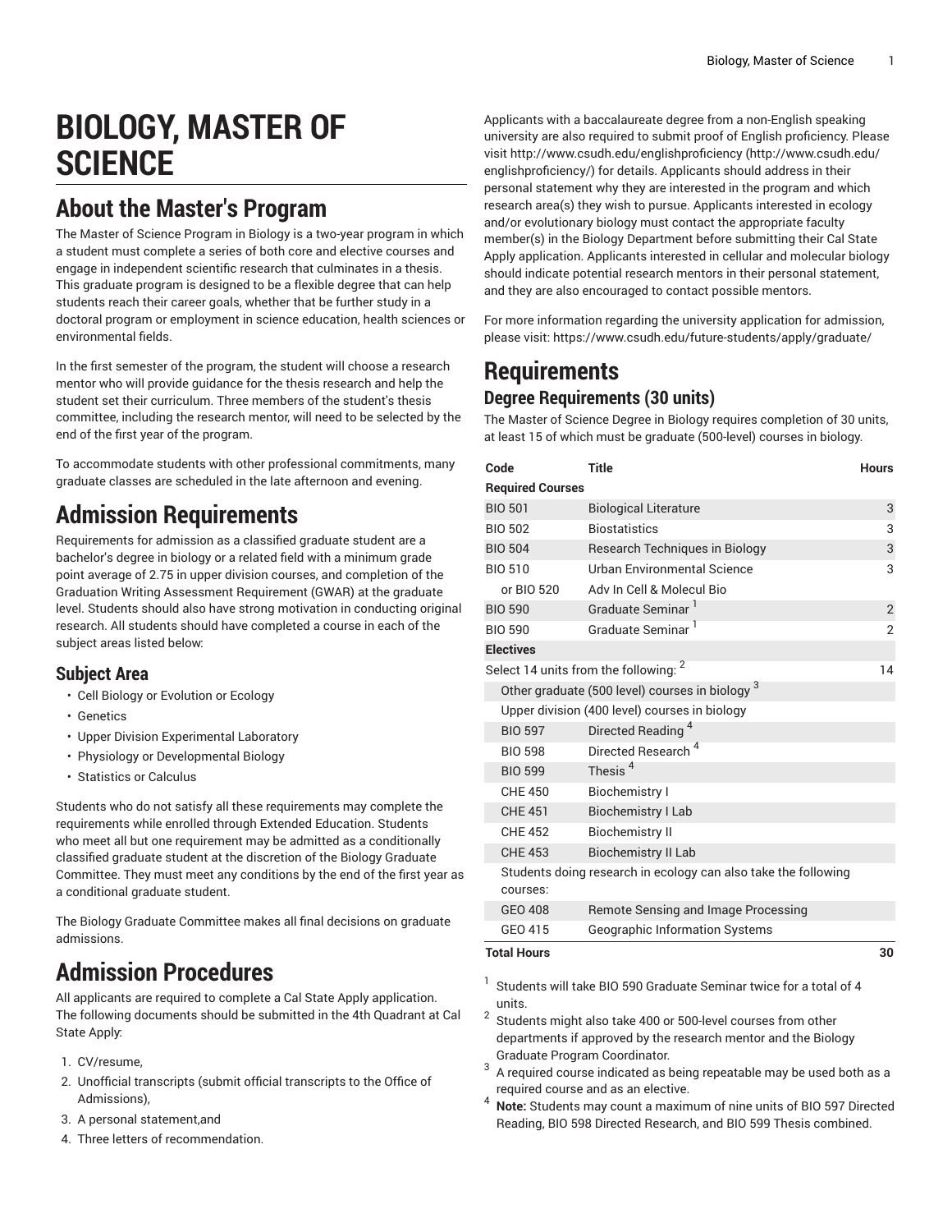# BIOLOGY, MASTER OF SCIENCE

## About the Master's Program

The Master of Science Program in Biology is a two-year program in which a student must complete a series of both core and elective courses and engage in independent scientific research that culminates in a thesis. This graduate program is designed to be a flexible degree that can help students reach their career goals, whether that be further study in a doctoral program or employment in science education, health sciences or environmental fields.

In the first semester of the program, the student will choose a research mentor who will provide guidance for the thesis research and help the student set their curriculum. Three members of the student's thesis committee, including the research mentor, will need to be selected by the end of the first year of the program.

To accommodate students with other professional commitments, many graduate classes are scheduled in the late afternoon and evening.

## Admission Requirements

Requirements for admission as a classified graduate student are a bachelor's degree in biology or a related field with a minimum grade point average of 2.75 in upper division courses, and completion of the Graduation Writing Assessment Requirement (GWAR) at the graduate level. Students should also have strong motivation in conducting original research. All students should have completed a course in each of the subject areas listed below:

### Subject Area

- Cell Biology or Evolution or Ecology
- Genetics
- Upper Division Experimental Laboratory
- Physiology or Developmental Biology
- Statistics or Calculus

Students who do not satisfy all these requirements may complete the requirements while enrolled through Extended Education. Students who meet all but one requirement may be admitted as a conditionally classified graduate student at the discretion of the Biology Graduate Committee. They must meet any conditions by the end of the first year as a conditional graduate student.

The Biology Graduate Committee makes all final decisions on graduate admissions.

## Admission Procedures

All applicants are required to complete a Cal State Apply application. The following documents should be submitted in the 4th Quadrant at Cal State Apply:

1. CV/resume,
2. Unofficial transcripts (submit official transcripts to the Office of Admissions),
3. A personal statement,and
4. Three letters of recommendation.

Applicants with a baccalaureate degree from a non-English speaking university are also required to submit proof of English proficiency. Please visit http://www.csudh.edu/englishproficiency (http://www.csudh.edu/englishproficiency/) for details. Applicants should address in their personal statement why they are interested in the program and which research area(s) they wish to pursue. Applicants interested in ecology and/or evolutionary biology must contact the appropriate faculty member(s) in the Biology Department before submitting their Cal State Apply application. Applicants interested in cellular and molecular biology should indicate potential research mentors in their personal statement, and they are also encouraged to contact possible mentors.

For more information regarding the university application for admission, please visit: https://www.csudh.edu/future-students/apply/graduate/

## Requirements

### Degree Requirements (30 units)

The Master of Science Degree in Biology requires completion of 30 units, at least 15 of which must be graduate (500-level) courses in biology.

| Code | Title | Hours |
|---|---|---|
| **Required Courses** | | |
| BIO 501 | Biological Literature | 3 |
| BIO 502 | Biostatistics | 3 |
| BIO 504 | Research Techniques in Biology | 3 |
| BIO 510 | Urban Environmental Science | 3 |
| or BIO 520 | Adv In Cell & Molecul Bio | |
| BIO 590 | Graduate Seminar [1] | 2 |
| BIO 590 | Graduate Seminar [1] | 2 |
| **Electives** | | |
| Select 14 units from the following: [2] | | 14 |
| Other graduate (500 level) courses in biology [3] | | |
| Upper division (400 level) courses in biology | | |
| BIO 597 | Directed Reading [4] | |
| BIO 598 | Directed Research [4] | |
| BIO 599 | Thesis [4] | |
| CHE 450 | Biochemistry I | |
| CHE 451 | Biochemistry I Lab | |
| CHE 452 | Biochemistry II | |
| CHE 453 | Biochemistry II Lab | |
| Students doing research in ecology can also take the following courses: | | |
| GEO 408 | Remote Sensing and Image Processing | |
| GEO 415 | Geographic Information Systems | |
| **Total Hours** | | **30** |

1. Students will take BIO 590 Graduate Seminar twice for a total of 4 units.
2. Students might also take 400 or 500-level courses from other departments if approved by the research mentor and the Biology Graduate Program Coordinator.
3. A required course indicated as being repeatable may be used both as a required course and as an elective.
4. **Note:** Students may count a maximum of nine units of BIO 597 Directed Reading, BIO 598 Directed Research, and BIO 599 Thesis combined.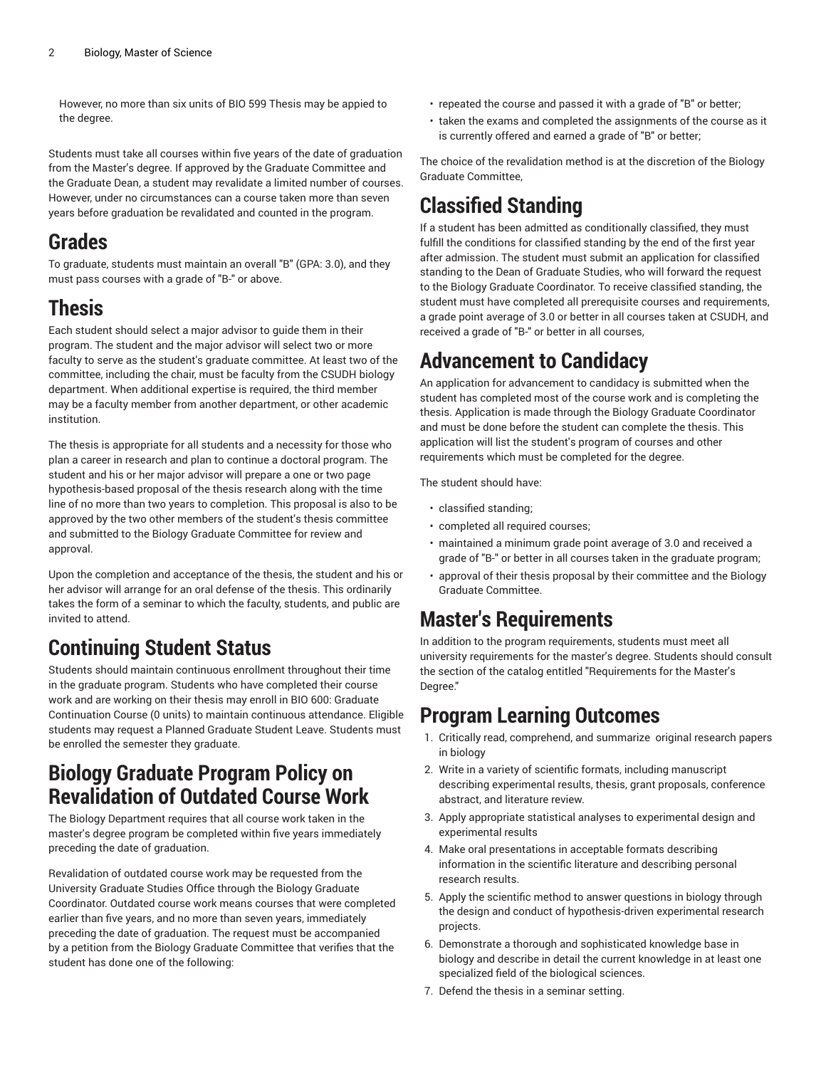However, no more than six units of BIO 599 Thesis may be appied to the degree.

Students must take all courses within five years of the date of graduation from the Master's degree. If approved by the Graduate Committee and the Graduate Dean, a student may revalidate a limited number of courses. However, under no circumstances can a course taken more than seven years before graduation be revalidated and counted in the program.

## Grades

To graduate, students must maintain an overall "B" (GPA: 3.0), and they must pass courses with a grade of "B-" or above.

## Thesis

Each student should select a major advisor to guide them in their program. The student and the major advisor will select two or more faculty to serve as the student's graduate committee. At least two of the committee, including the chair, must be faculty from the CSUDH biology department. When additional expertise is required, the third member may be a faculty member from another department, or other academic institution.

The thesis is appropriate for all students and a necessity for those who plan a career in research and plan to continue a doctoral program. The student and his or her major advisor will prepare a one or two page hypothesis-based proposal of the thesis research along with the time line of no more than two years to completion. This proposal is also to be approved by the two other members of the student's thesis committee and submitted to the Biology Graduate Committee for review and approval.

Upon the completion and acceptance of the thesis, the student and his or her advisor will arrange for an oral defense of the thesis. This ordinarily takes the form of a seminar to which the faculty, students, and public are invited to attend.

## Continuing Student Status

Students should maintain continuous enrollment throughout their time in the graduate program. Students who have completed their course work and are working on their thesis may enroll in BIO 600: Graduate Continuation Course (0 units) to maintain continuous attendance. Eligible students may request a Planned Graduate Student Leave. Students must be enrolled the semester they graduate.

## Biology Graduate Program Policy on Revalidation of Outdated Course Work

The Biology Department requires that all course work taken in the master's degree program be completed within five years immediately preceding the date of graduation.

Revalidation of outdated course work may be requested from the University Graduate Studies Office through the Biology Graduate Coordinator. Outdated course work means courses that were completed earlier than five years, and no more than seven years, immediately preceding the date of graduation. The request must be accompanied by a petition from the Biology Graduate Committee that verifies that the student has done one of the following:

- repeated the course and passed it with a grade of "B" or better;
- taken the exams and completed the assignments of the course as it is currently offered and earned a grade of "B" or better;

The choice of the revalidation method is at the discretion of the Biology Graduate Committee,

## Classified Standing

If a student has been admitted as conditionally classified, they must fulfill the conditions for classified standing by the end of the first year after admission. The student must submit an application for classified standing to the Dean of Graduate Studies, who will forward the request to the Biology Graduate Coordinator. To receive classified standing, the student must have completed all prerequisite courses and requirements, a grade point average of 3.0 or better in all courses taken at CSUDH, and received a grade of "B-" or better in all courses,

## Advancement to Candidacy

An application for advancement to candidacy is submitted when the student has completed most of the course work and is completing the thesis. Application is made through the Biology Graduate Coordinator and must be done before the student can complete the thesis. This application will list the student's program of courses and other requirements which must be completed for the degree.

The student should have:

- classified standing;
- completed all required courses;
- maintained a minimum grade point average of 3.0 and received a grade of "B-" or better in all courses taken in the graduate program;
- approval of their thesis proposal by their committee and the Biology Graduate Committee.

## Master's Requirements

In addition to the program requirements, students must meet all university requirements for the master's degree. Students should consult the section of the catalog entitled "Requirements for the Master's Degree."

## Program Learning Outcomes

1. Critically read, comprehend, and summarize original research papers in biology
2. Write in a variety of scientific formats, including manuscript describing experimental results, thesis, grant proposals, conference abstract, and literature review.
3. Apply appropriate statistical analyses to experimental design and experimental results
4. Make oral presentations in acceptable formats describing information in the scientific literature and describing personal research results.
5. Apply the scientific method to answer questions in biology through the design and conduct of hypothesis-driven experimental research projects.
6. Demonstrate a thorough and sophisticated knowledge base in biology and describe in detail the current knowledge in at least one specialized field of the biological sciences.
7. Defend the thesis in a seminar setting.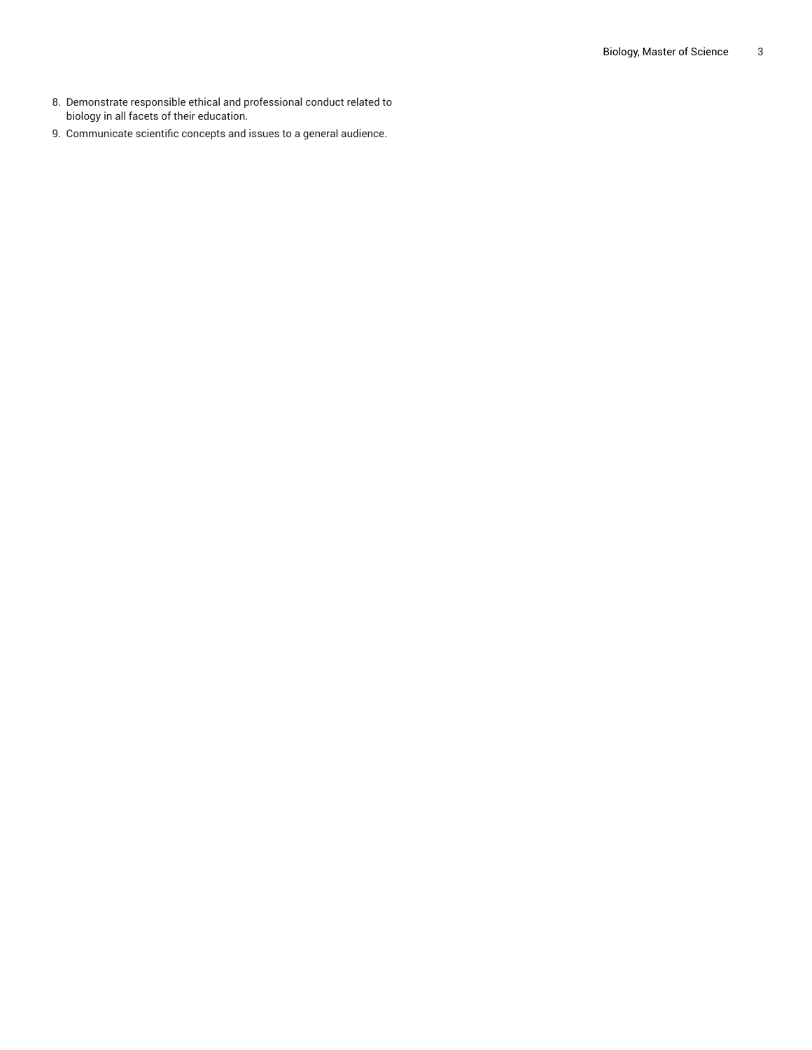8. Demonstrate responsible ethical and professional conduct related to biology in all facets of their education.
9. Communicate scientific concepts and issues to a general audience.